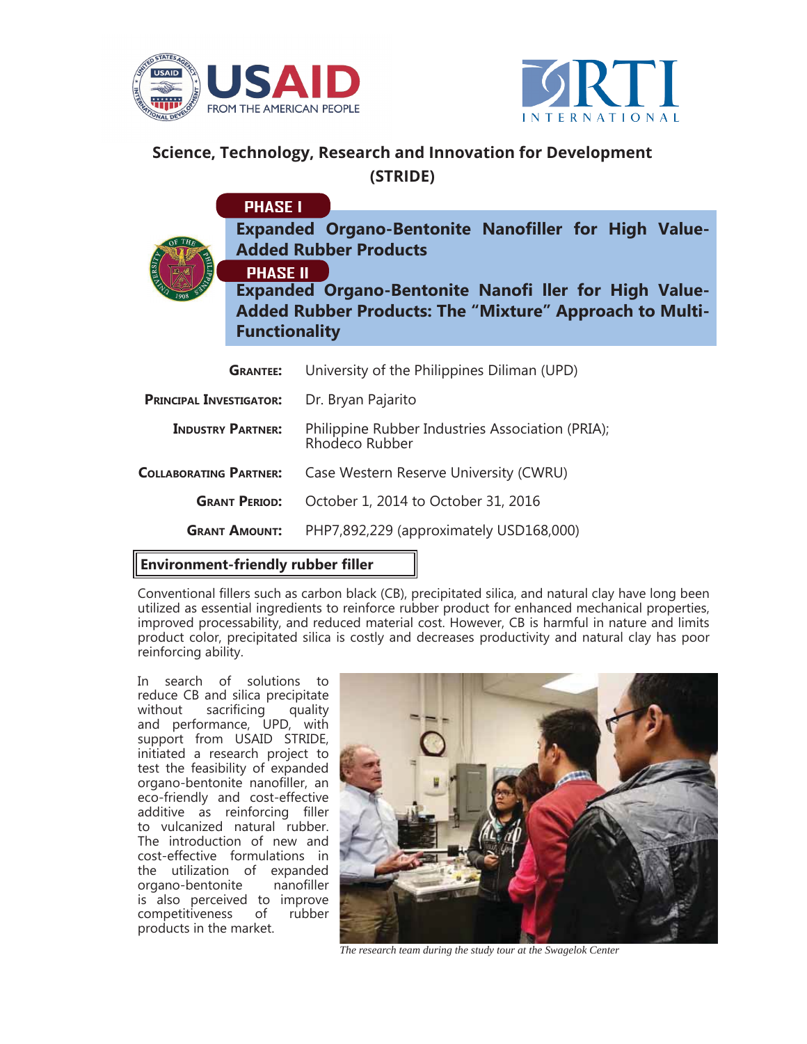## Science, Technology, Research and Innovation for Development (STRIDE)

**PHASE I**

### Expanded Organo-Bentonite Nanofiller for High Value-Added Rubber Products

**PHASE II**

### Expanded Organo-Bentonite Nanofi ller for High Value-Added Rubber Products: The "Mixture" Approach to Multi-Functionality

| | |
|---|---|
| **Grantee:** | University of the Philippines Diliman (UPD) |
| **Principal Investigator:** | Dr. Bryan Pajarito |
| **Industry Partner:** | Philippine Rubber Industries Association (PRIA); Rhodeco Rubber |
| **Collaborating Partner:** | Case Western Reserve University (CWRU) |
| **Grant Period:** | October 1, 2014 to October 31, 2016 |
| **Grant Amount:** | PHP7,892,229 (approximately USD168,000) |

### Environment-friendly rubber filler

Conventional fillers such as carbon black (CB), precipitated silica, and natural clay have long been utilized as essential ingredients to reinforce rubber product for enhanced mechanical properties, improved processability, and reduced material cost. However, CB is harmful in nature and limits product color, precipitated silica is costly and decreases productivity and natural clay has poor reinforcing ability.

In search of solutions to reduce CB and silica precipitate without sacrificing quality and performance, UPD, with support from USAID STRIDE, initiated a research project to test the feasibility of expanded organo-bentonite nanofiller, an eco-friendly and cost-effective additive as reinforcing filler to vulcanized natural rubber. The introduction of new and cost-effective formulations in the utilization of expanded organo-bentonite nanofiller is also perceived to improve competitiveness of rubber products in the market.

*The research team during the study tour at the Swagelok Center*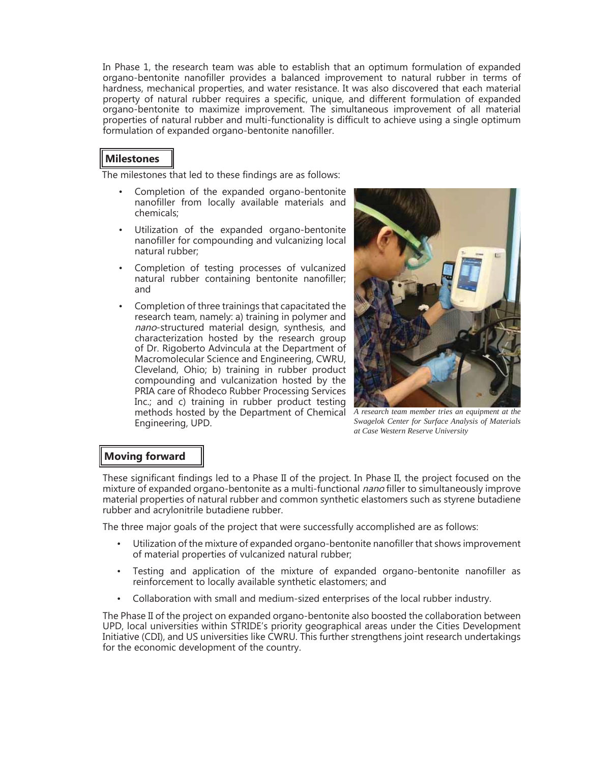In Phase 1, the research team was able to establish that an optimum formulation of expanded organo-bentonite nanofiller provides a balanced improvement to natural rubber in terms of hardness, mechanical properties, and water resistance. It was also discovered that each material property of natural rubber requires a specific, unique, and different formulation of expanded organo-bentonite to maximize improvement. The simultaneous improvement of all material properties of natural rubber and multi-functionality is difficult to achieve using a single optimum formulation of expanded organo-bentonite nanofiller.

## Milestones

The milestones that led to these findings are as follows:

- Completion of the expanded organo-bentonite nanofiller from locally available materials and chemicals;
- Utilization of the expanded organo-bentonite nanofiller for compounding and vulcanizing local natural rubber;
- Completion of testing processes of vulcanized natural rubber containing bentonite nanofiller; and
- Completion of three trainings that capacitated the research team, namely: a) training in polymer and *nano*-structured material design, synthesis, and characterization hosted by the research group of Dr. Rigoberto Advincula at the Department of Macromolecular Science and Engineering, CWRU, Cleveland, Ohio; b) training in rubber product compounding and vulcanization hosted by the PRIA care of Rhodeco Rubber Processing Services Inc.; and c) training in rubber product testing methods hosted by the Department of Chemical Engineering, UPD.

*A research team member tries an equipment at the Swagelok Center for Surface Analysis of Materials at Case Western Reserve University*

## Moving forward

These significant findings led to a Phase II of the project. In Phase II, the project focused on the mixture of expanded organo-bentonite as a multi-functional *nano* filler to simultaneously improve material properties of natural rubber and common synthetic elastomers such as styrene butadiene rubber and acrylonitrile butadiene rubber.

The three major goals of the project that were successfully accomplished are as follows:

- Utilization of the mixture of expanded organo-bentonite nanofiller that shows improvement of material properties of vulcanized natural rubber;
- Testing and application of the mixture of expanded organo-bentonite nanofiller as reinforcement to locally available synthetic elastomers; and
- Collaboration with small and medium-sized enterprises of the local rubber industry.

The Phase II of the project on expanded organo-bentonite also boosted the collaboration between UPD, local universities within STRIDE's priority geographical areas under the Cities Development Initiative (CDI), and US universities like CWRU. This further strengthens joint research undertakings for the economic development of the country.